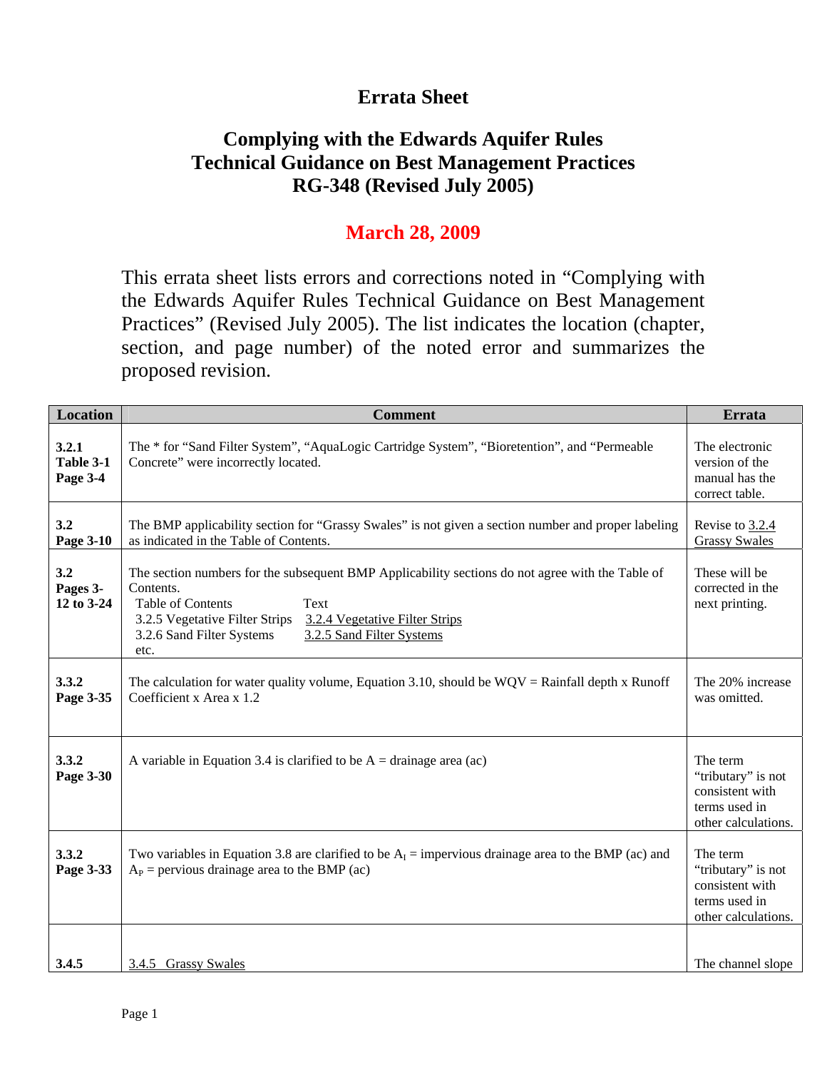# Errata Sheet

## Complying with the Edwards Aquifer Rules Technical Guidance on Best Management Practices RG-348 (Revised July 2005)

## March 28, 2009

This errata sheet lists errors and corrections noted in "Complying with the Edwards Aquifer Rules Technical Guidance on Best Management Practices" (Revised July 2005). The list indicates the location (chapter, section, and page number) of the noted error and summarizes the proposed revision.

| Location | Comment | Errata |
|---|---|---|
| **3.2.1 Table 3-1 Page 3-4** | The * for "Sand Filter System", "AquaLogic Cartridge System", "Bioretention", and "Permeable Concrete" were incorrectly located. | The electronic version of the manual has the correct table. |
| **3.2 Page 3-10** | The BMP applicability section for "Grassy Swales" is not given a section number and proper labeling as indicated in the Table of Contents. | Revise to 3.2.4 Grassy Swales |
| **3.2 Pages 3-12 to 3-24** | The section numbers for the subsequent BMP Applicability sections do not agree with the Table of Contents.<br>Table of Contents — Text<br>3.2.5 Vegetative Filter Strips — 3.2.4 Vegetative Filter Strips<br>3.2.6 Sand Filter Systems — 3.2.5 Sand Filter Systems<br>etc. | These will be corrected in the next printing. |
| **3.3.2 Page 3-35** | The calculation for water quality volume, Equation 3.10, should be WQV = Rainfall depth x Runoff Coefficient x Area x 1.2 | The 20% increase was omitted. |
| **3.3.2 Page 3-30** | A variable in Equation 3.4 is clarified to be A = drainage area (ac) | The term "tributary" is not consistent with terms used in other calculations. |
| **3.3.2 Page 3-33** | Two variables in Equation 3.8 are clarified to be $A_I$ = impervious drainage area to the BMP (ac) and $A_P$ = pervious drainage area to the BMP (ac) | The term "tributary" is not consistent with terms used in other calculations. |
| **3.4.5** | 3.4.5 Grassy Swales | The channel slope |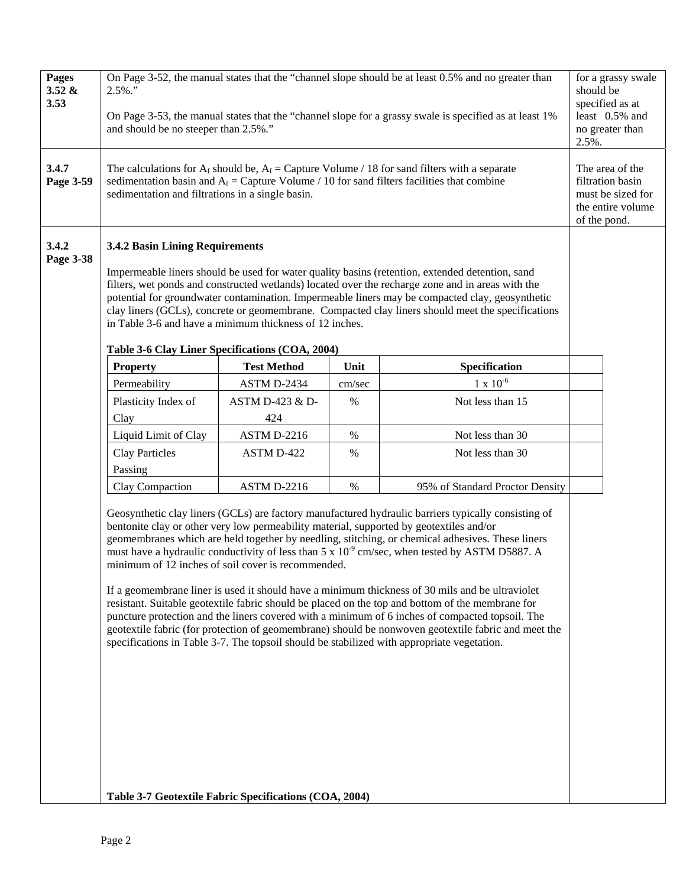| | | |
|---|---|---|
| **Pages 3.52 & 3.53** | On Page 3-52, the manual states that the "channel slope should be at least 0.5% and no greater than 2.5%." <br><br> On Page 3-53, the manual states that the "channel slope for a grassy swale is specified as at least 1% and should be no steeper than 2.5%." | for a grassy swale should be specified as at least 0.5% and no greater than 2.5%. |
| **3.4.7 Page 3-59** | The calculations for $A_f$ should be, $A_f$ = Capture Volume / 18 for sand filters with a separate sedimentation basin and $A_f$ = Capture Volume / 10 for sand filters facilities that combine sedimentation and filtrations in a single basin. | The area of the filtration basin must be sized for the entire volume of the pond. |
| **3.4.2 Page 3-38** | See below | |

### 3.4.2 Basin Lining Requirements

Impermeable liners should be used for water quality basins (retention, extended detention, sand filters, wet ponds and constructed wetlands) located over the recharge zone and in areas with the potential for groundwater contamination. Impermeable liners may be compacted clay, geosynthetic clay liners (GCLs), concrete or geomembrane. Compacted clay liners should meet the specifications in Table 3-6 and have a minimum thickness of 12 inches.

**Table 3-6 Clay Liner Specifications (COA, 2004)**

| Property | Test Method | Unit | Specification |
|---|---|---|---|
| Permeability | ASTM D-2434 | cm/sec | $1 \times 10^{-6}$ |
| Plasticity Index of Clay | ASTM D-423 & D-424 | % | Not less than 15 |
| Liquid Limit of Clay | ASTM D-2216 | % | Not less than 30 |
| Clay Particles Passing | ASTM D-422 | % | Not less than 30 |
| Clay Compaction | ASTM D-2216 | % | 95% of Standard Proctor Density |

Geosynthetic clay liners (GCLs) are factory manufactured hydraulic barriers typically consisting of bentonite clay or other very low permeability material, supported by geotextiles and/or geomembranes which are held together by needling, stitching, or chemical adhesives. These liners must have a hydraulic conductivity of less than $5 \times 10^{-9}$ cm/sec, when tested by ASTM D5887. A minimum of 12 inches of soil cover is recommended.

If a geomembrane liner is used it should have a minimum thickness of 30 mils and be ultraviolet resistant. Suitable geotextile fabric should be placed on the top and bottom of the membrane for puncture protection and the liners covered with a minimum of 6 inches of compacted topsoil. The geotextile fabric (for protection of geomembrane) should be nonwoven geotextile fabric and meet the specifications in Table 3-7. The topsoil should be stabilized with appropriate vegetation.

**Table 3-7 Geotextile Fabric Specifications (COA, 2004)**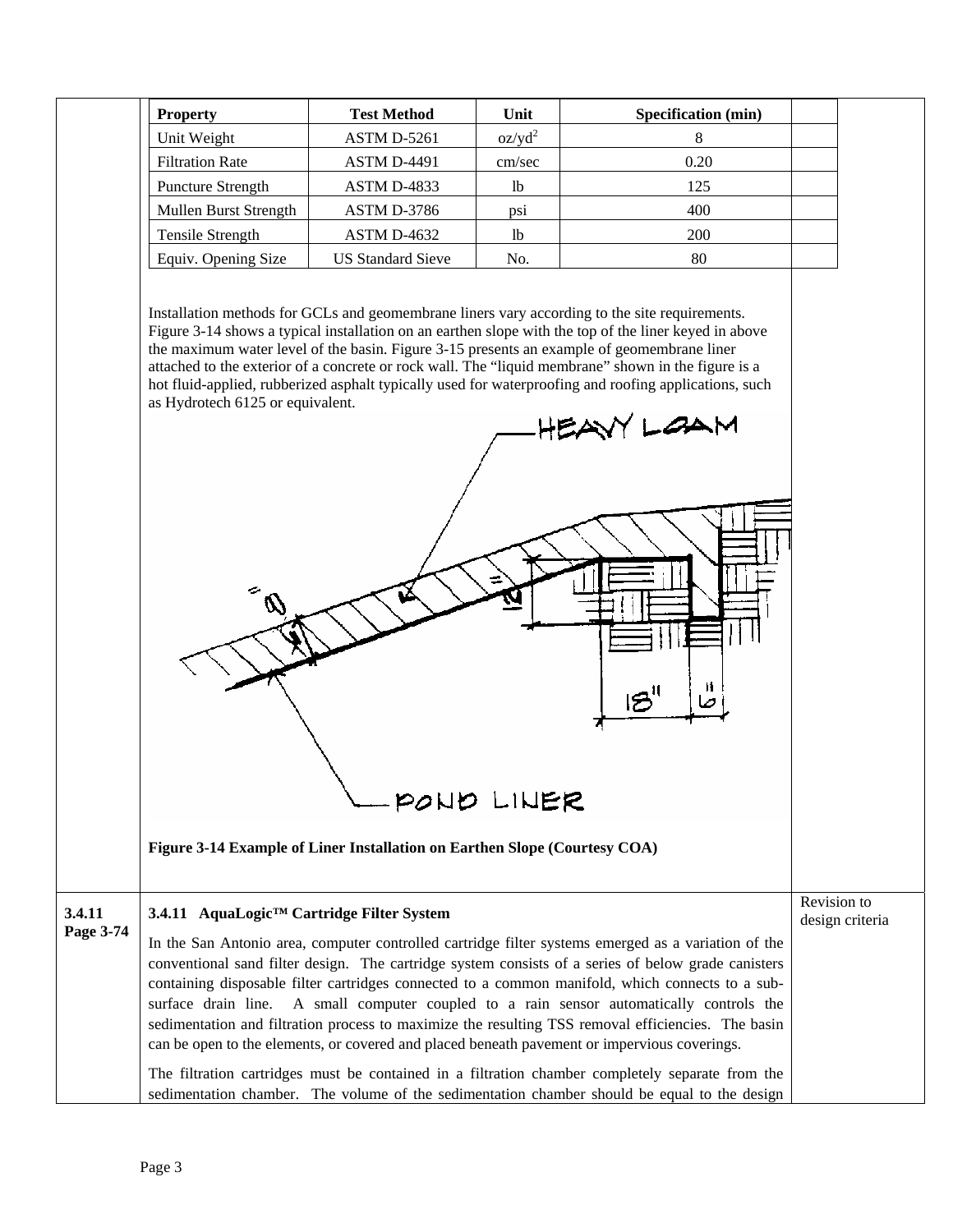| Property | Test Method | Unit | Specification (min) |
|---|---|---|---|
| Unit Weight | ASTM D-5261 | $oz/yd^2$ | 8 |
| Filtration Rate | ASTM D-4491 | cm/sec | 0.20 |
| Puncture Strength | ASTM D-4833 | lb | 125 |
| Mullen Burst Strength | ASTM D-3786 | psi | 400 |
| Tensile Strength | ASTM D-4632 | lb | 200 |
| Equiv. Opening Size | US Standard Sieve | No. | 80 |

Installation methods for GCLs and geomembrane liners vary according to the site requirements. Figure 3-14 shows a typical installation on an earthen slope with the top of the liner keyed in above the maximum water level of the basin. Figure 3-15 presents an example of geomembrane liner attached to the exterior of a concrete or rock wall. The "liquid membrane" shown in the figure is a hot fluid-applied, rubberized asphalt typically used for waterproofing and roofing applications, such as Hydrotech 6125 or equivalent.

**Figure 3-14 Example of Liner Installation on Earthen Slope (Courtesy COA)**

| 3.4.11 Page 3-74 | **3.4.11 AquaLogic™ Cartridge Filter System** | Revision to design criteria |
|---|---|---|

### 3.4.11 AquaLogic™ Cartridge Filter System

In the San Antonio area, computer controlled cartridge filter systems emerged as a variation of the conventional sand filter design. The cartridge system consists of a series of below grade canisters containing disposable filter cartridges connected to a common manifold, which connects to a sub-surface drain line. A small computer coupled to a rain sensor automatically controls the sedimentation and filtration process to maximize the resulting TSS removal efficiencies. The basin can be open to the elements, or covered and placed beneath pavement or impervious coverings.

The filtration cartridges must be contained in a filtration chamber completely separate from the sedimentation chamber. The volume of the sedimentation chamber should be equal to the design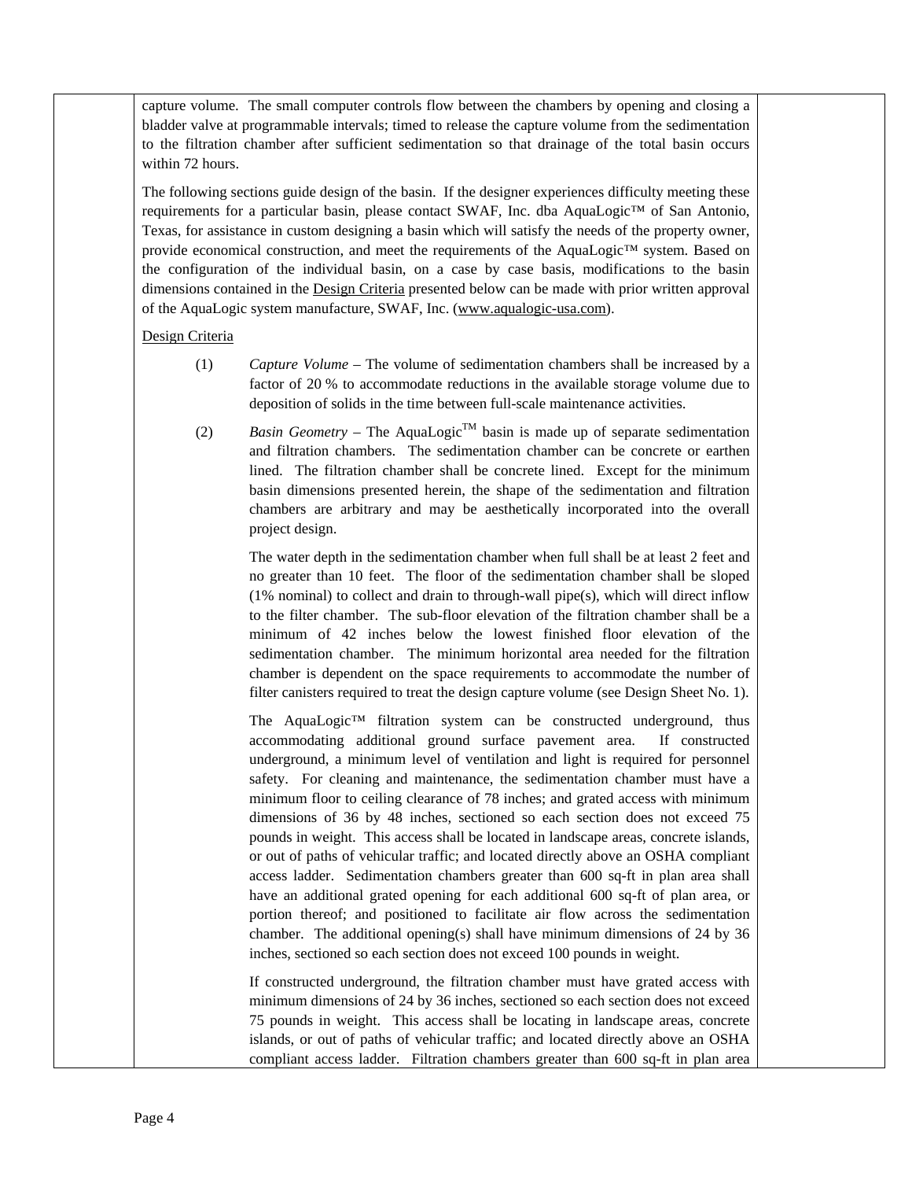capture volume. The small computer controls flow between the chambers by opening and closing a bladder valve at programmable intervals; timed to release the capture volume from the sedimentation to the filtration chamber after sufficient sedimentation so that drainage of the total basin occurs within 72 hours.

The following sections guide design of the basin. If the designer experiences difficulty meeting these requirements for a particular basin, please contact SWAF, Inc. dba AquaLogic™ of San Antonio, Texas, for assistance in custom designing a basin which will satisfy the needs of the property owner, provide economical construction, and meet the requirements of the AquaLogic™ system. Based on the configuration of the individual basin, on a case by case basis, modifications to the basin dimensions contained in the Design Criteria presented below can be made with prior written approval of the AquaLogic system manufacture, SWAF, Inc. (www.aqualogic-usa.com).

Design Criteria

(1) *Capture Volume* – The volume of sedimentation chambers shall be increased by a factor of 20 % to accommodate reductions in the available storage volume due to deposition of solids in the time between full-scale maintenance activities.

(2) *Basin Geometry* – The AquaLogic™ basin is made up of separate sedimentation and filtration chambers. The sedimentation chamber can be concrete or earthen lined. The filtration chamber shall be concrete lined. Except for the minimum basin dimensions presented herein, the shape of the sedimentation and filtration chambers are arbitrary and may be aesthetically incorporated into the overall project design.

The water depth in the sedimentation chamber when full shall be at least 2 feet and no greater than 10 feet. The floor of the sedimentation chamber shall be sloped (1% nominal) to collect and drain to through-wall pipe(s), which will direct inflow to the filter chamber. The sub-floor elevation of the filtration chamber shall be a minimum of 42 inches below the lowest finished floor elevation of the sedimentation chamber. The minimum horizontal area needed for the filtration chamber is dependent on the space requirements to accommodate the number of filter canisters required to treat the design capture volume (see Design Sheet No. 1).

The AquaLogic™ filtration system can be constructed underground, thus accommodating additional ground surface pavement area. If constructed underground, a minimum level of ventilation and light is required for personnel safety. For cleaning and maintenance, the sedimentation chamber must have a minimum floor to ceiling clearance of 78 inches; and grated access with minimum dimensions of 36 by 48 inches, sectioned so each section does not exceed 75 pounds in weight. This access shall be located in landscape areas, concrete islands, or out of paths of vehicular traffic; and located directly above an OSHA compliant access ladder. Sedimentation chambers greater than 600 sq-ft in plan area shall have an additional grated opening for each additional 600 sq-ft of plan area, or portion thereof; and positioned to facilitate air flow across the sedimentation chamber. The additional opening(s) shall have minimum dimensions of 24 by 36 inches, sectioned so each section does not exceed 100 pounds in weight.

If constructed underground, the filtration chamber must have grated access with minimum dimensions of 24 by 36 inches, sectioned so each section does not exceed 75 pounds in weight. This access shall be locating in landscape areas, concrete islands, or out of paths of vehicular traffic; and located directly above an OSHA compliant access ladder. Filtration chambers greater than 600 sq-ft in plan area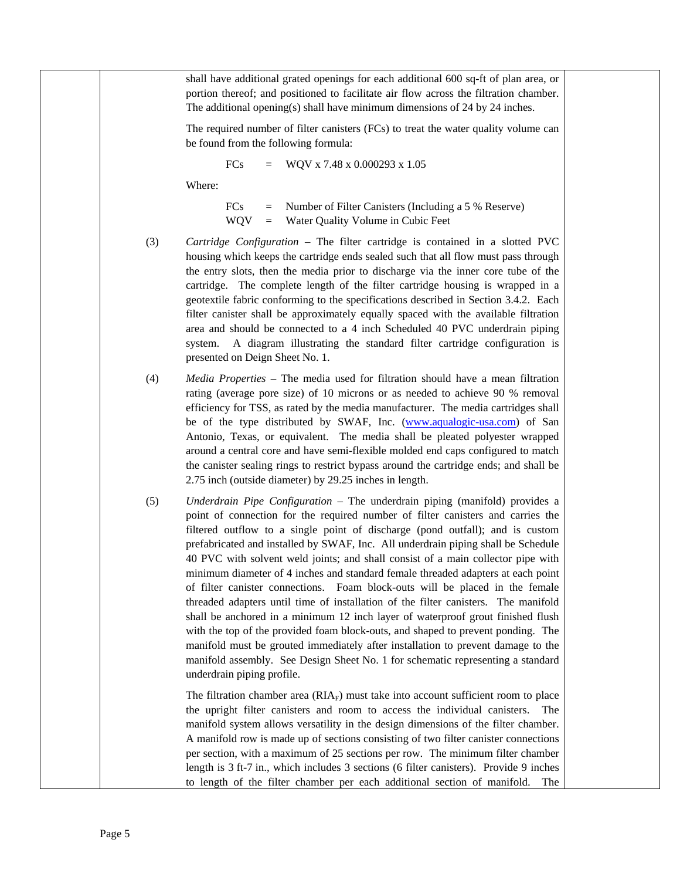shall have additional grated openings for each additional 600 sq-ft of plan area, or portion thereof; and positioned to facilitate air flow across the filtration chamber. The additional opening(s) shall have minimum dimensions of 24 by 24 inches.

The required number of filter canisters (FCs) to treat the water quality volume can be found from the following formula:

$$FCs = WQV \times 7.48 \times 0.000293 \times 1.05$$

Where:

FCs = Number of Filter Canisters (Including a 5 % Reserve)
WQV = Water Quality Volume in Cubic Feet

(3) *Cartridge Configuration* – The filter cartridge is contained in a slotted PVC housing which keeps the cartridge ends sealed such that all flow must pass through the entry slots, then the media prior to discharge via the inner core tube of the cartridge. The complete length of the filter cartridge housing is wrapped in a geotextile fabric conforming to the specifications described in Section 3.4.2. Each filter canister shall be approximately equally spaced with the available filtration area and should be connected to a 4 inch Scheduled 40 PVC underdrain piping system. A diagram illustrating the standard filter cartridge configuration is presented on Deign Sheet No. 1.

(4) *Media Properties* – The media used for filtration should have a mean filtration rating (average pore size) of 10 microns or as needed to achieve 90 % removal efficiency for TSS, as rated by the media manufacturer. The media cartridges shall be of the type distributed by SWAF, Inc. (www.aqualogic-usa.com) of San Antonio, Texas, or equivalent. The media shall be pleated polyester wrapped around a central core and have semi-flexible molded end caps configured to match the canister sealing rings to restrict bypass around the cartridge ends; and shall be 2.75 inch (outside diameter) by 29.25 inches in length.

(5) *Underdrain Pipe Configuration* – The underdrain piping (manifold) provides a point of connection for the required number of filter canisters and carries the filtered outflow to a single point of discharge (pond outfall); and is custom prefabricated and installed by SWAF, Inc. All underdrain piping shall be Schedule 40 PVC with solvent weld joints; and shall consist of a main collector pipe with minimum diameter of 4 inches and standard female threaded adapters at each point of filter canister connections. Foam block-outs will be placed in the female threaded adapters until time of installation of the filter canisters. The manifold shall be anchored in a minimum 12 inch layer of waterproof grout finished flush with the top of the provided foam block-outs, and shaped to prevent ponding. The manifold must be grouted immediately after installation to prevent damage to the manifold assembly. See Design Sheet No. 1 for schematic representing a standard underdrain piping profile.

The filtration chamber area ($RIA_F$) must take into account sufficient room to place the upright filter canisters and room to access the individual canisters. The manifold system allows versatility in the design dimensions of the filter chamber. A manifold row is made up of sections consisting of two filter canister connections per section, with a maximum of 25 sections per row. The minimum filter chamber length is 3 ft-7 in., which includes 3 sections (6 filter canisters). Provide 9 inches to length of the filter chamber per each additional section of manifold. The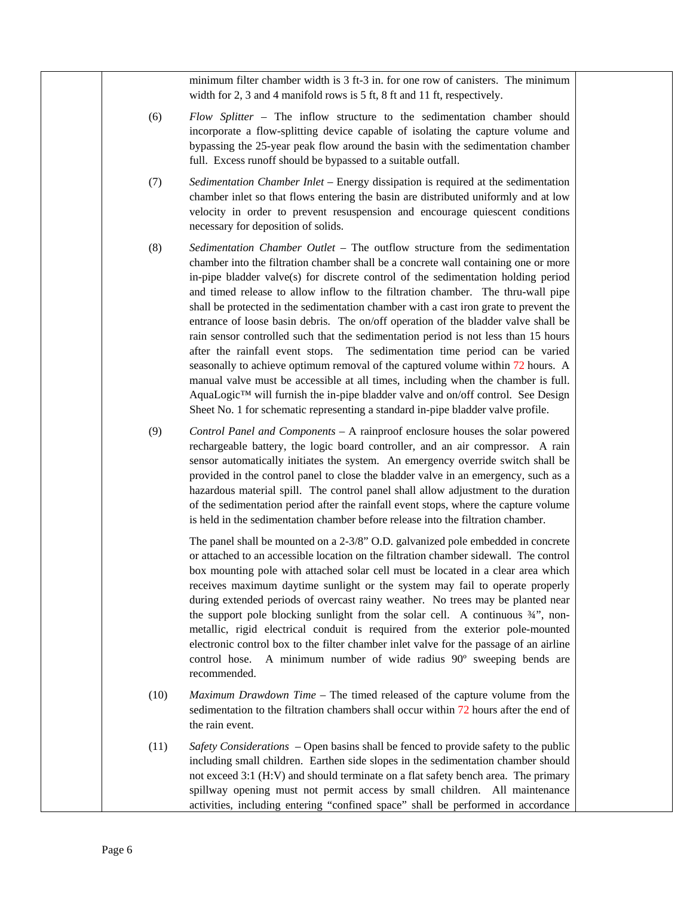minimum filter chamber width is 3 ft-3 in. for one row of canisters. The minimum width for 2, 3 and 4 manifold rows is 5 ft, 8 ft and 11 ft, respectively.

(6) *Flow Splitter* – The inflow structure to the sedimentation chamber should incorporate a flow-splitting device capable of isolating the capture volume and bypassing the 25-year peak flow around the basin with the sedimentation chamber full. Excess runoff should be bypassed to a suitable outfall.

(7) *Sedimentation Chamber Inlet* – Energy dissipation is required at the sedimentation chamber inlet so that flows entering the basin are distributed uniformly and at low velocity in order to prevent resuspension and encourage quiescent conditions necessary for deposition of solids.

(8) *Sedimentation Chamber Outlet* – The outflow structure from the sedimentation chamber into the filtration chamber shall be a concrete wall containing one or more in-pipe bladder valve(s) for discrete control of the sedimentation holding period and timed release to allow inflow to the filtration chamber. The thru-wall pipe shall be protected in the sedimentation chamber with a cast iron grate to prevent the entrance of loose basin debris. The on/off operation of the bladder valve shall be rain sensor controlled such that the sedimentation period is not less than 15 hours after the rainfall event stops. The sedimentation time period can be varied seasonally to achieve optimum removal of the captured volume within 72 hours. A manual valve must be accessible at all times, including when the chamber is full. AquaLogic™ will furnish the in-pipe bladder valve and on/off control. See Design Sheet No. 1 for schematic representing a standard in-pipe bladder valve profile.

(9) *Control Panel and Components* – A rainproof enclosure houses the solar powered rechargeable battery, the logic board controller, and an air compressor. A rain sensor automatically initiates the system. An emergency override switch shall be provided in the control panel to close the bladder valve in an emergency, such as a hazardous material spill. The control panel shall allow adjustment to the duration of the sedimentation period after the rainfall event stops, where the capture volume is held in the sedimentation chamber before release into the filtration chamber.

The panel shall be mounted on a 2-3/8" O.D. galvanized pole embedded in concrete or attached to an accessible location on the filtration chamber sidewall. The control box mounting pole with attached solar cell must be located in a clear area which receives maximum daytime sunlight or the system may fail to operate properly during extended periods of overcast rainy weather. No trees may be planted near the support pole blocking sunlight from the solar cell. A continuous ¾", non-metallic, rigid electrical conduit is required from the exterior pole-mounted electronic control box to the filter chamber inlet valve for the passage of an airline control hose. A minimum number of wide radius 90º sweeping bends are recommended.

(10) *Maximum Drawdown Time* – The timed released of the capture volume from the sedimentation to the filtration chambers shall occur within 72 hours after the end of the rain event.

(11) *Safety Considerations* – Open basins shall be fenced to provide safety to the public including small children. Earthen side slopes in the sedimentation chamber should not exceed 3:1 (H:V) and should terminate on a flat safety bench area. The primary spillway opening must not permit access by small children. All maintenance activities, including entering "confined space" shall be performed in accordance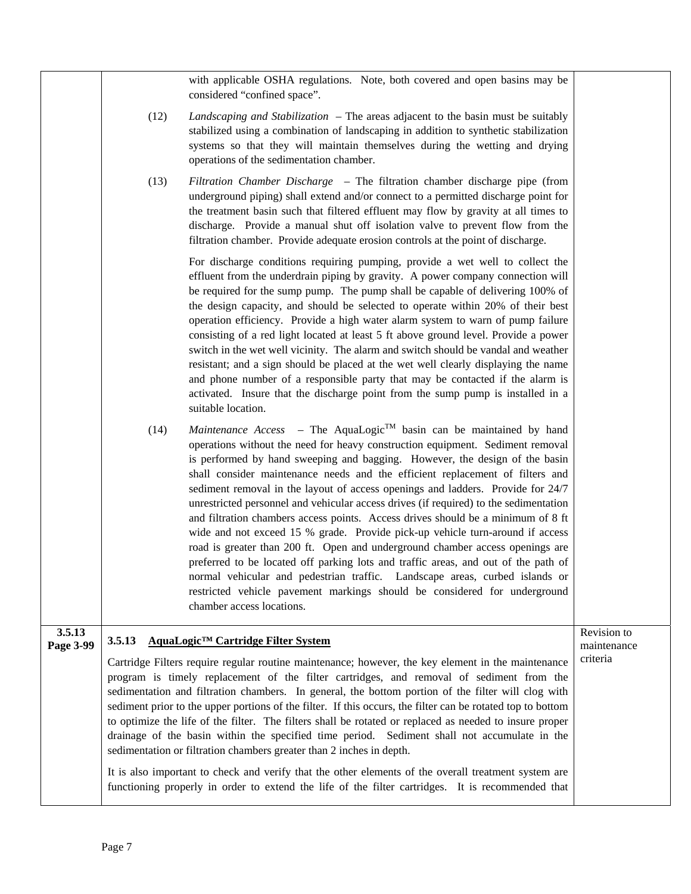| | | |
|---|---|---|
| | with applicable OSHA regulations. Note, both covered and open basins may be considered "confined space".<br><br>(12) *Landscaping and Stabilization* – The areas adjacent to the basin must be suitably stabilized using a combination of landscaping in addition to synthetic stabilization systems so that they will maintain themselves during the wetting and drying operations of the sedimentation chamber.<br><br>(13) *Filtration Chamber Discharge* – The filtration chamber discharge pipe (from underground piping) shall extend and/or connect to a permitted discharge point for the treatment basin such that filtered effluent may flow by gravity at all times to discharge. Provide a manual shut off isolation valve to prevent flow from the filtration chamber. Provide adequate erosion controls at the point of discharge.<br><br>For discharge conditions requiring pumping, provide a wet well to collect the effluent from the underdrain piping by gravity. A power company connection will be required for the sump pump. The pump shall be capable of delivering 100% of the design capacity, and should be selected to operate within 20% of their best operation efficiency. Provide a high water alarm system to warn of pump failure consisting of a red light located at least 5 ft above ground level. Provide a power switch in the wet well vicinity. The alarm and switch should be vandal and weather resistant; and a sign should be placed at the wet well clearly displaying the name and phone number of a responsible party that may be contacted if the alarm is activated. Insure that the discharge point from the sump pump is installed in a suitable location.<br><br>(14) *Maintenance Access* – The AquaLogic™ basin can be maintained by hand operations without the need for heavy construction equipment. Sediment removal is performed by hand sweeping and bagging. However, the design of the basin shall consider maintenance needs and the efficient replacement of filters and sediment removal in the layout of access openings and ladders. Provide for 24/7 unrestricted personnel and vehicular access drives (if required) to the sedimentation and filtration chambers access points. Access drives should be a minimum of 8 ft wide and not exceed 15 % grade. Provide pick-up vehicle turn-around if access road is greater than 200 ft. Open and underground chamber access openings are preferred to be located off parking lots and traffic areas, and out of the path of normal vehicular and pedestrian traffic. Landscape areas, curbed islands or restricted vehicle pavement markings should be considered for underground chamber access locations. | |
| **3.5.13 Page 3-99** | **3.5.13 <u>AquaLogic™ Cartridge Filter System</u>**<br><br>Cartridge Filters require regular routine maintenance; however, the key element in the maintenance program is timely replacement of the filter cartridges, and removal of sediment from the sedimentation and filtration chambers. In general, the bottom portion of the filter will clog with sediment prior to the upper portions of the filter. If this occurs, the filter can be rotated top to bottom to optimize the life of the filter. The filters shall be rotated or replaced as needed to insure proper drainage of the basin within the specified time period. Sediment shall not accumulate in the sedimentation or filtration chambers greater than 2 inches in depth.<br><br>It is also important to check and verify that the other elements of the overall treatment system are functioning properly in order to extend the life of the filter cartridges. It is recommended that | Revision to maintenance criteria |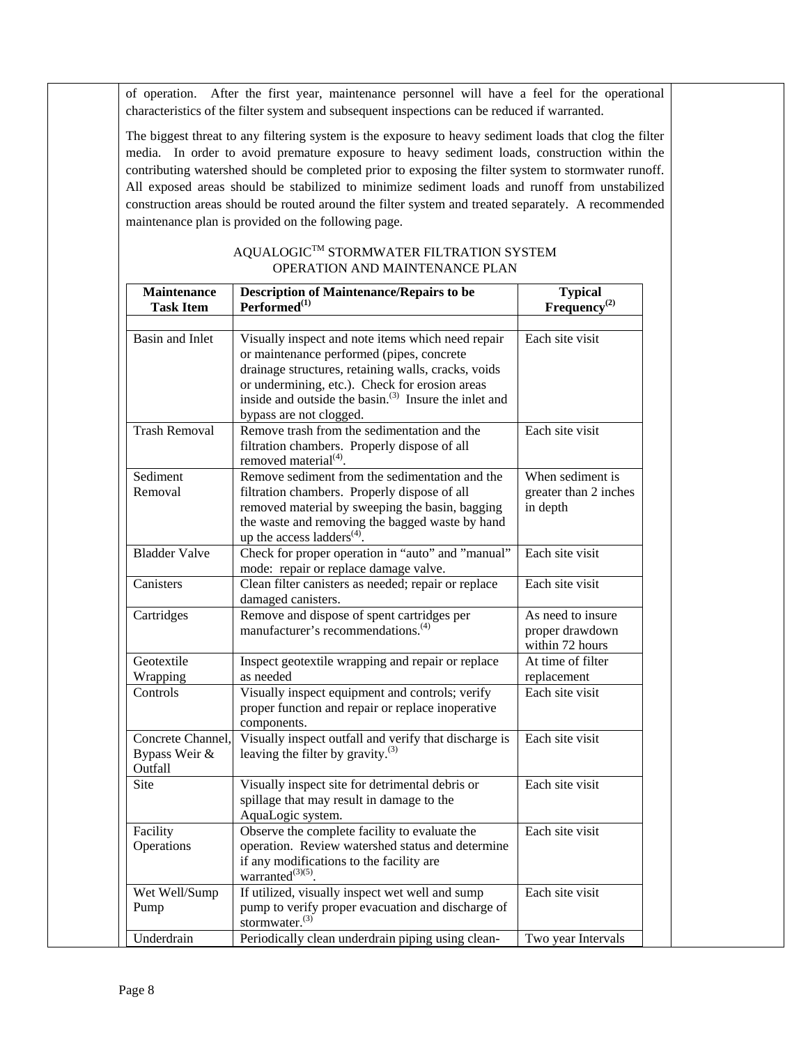of operation. After the first year, maintenance personnel will have a feel for the operational characteristics of the filter system and subsequent inspections can be reduced if warranted.

The biggest threat to any filtering system is the exposure to heavy sediment loads that clog the filter media. In order to avoid premature exposure to heavy sediment loads, construction within the contributing watershed should be completed prior to exposing the filter system to stormwater runoff. All exposed areas should be stabilized to minimize sediment loads and runoff from unstabilized construction areas should be routed around the filter system and treated separately. A recommended maintenance plan is provided on the following page.

AQUALOGIC™ STORMWATER FILTRATION SYSTEM
OPERATION AND MAINTENANCE PLAN

| Maintenance Task Item | Description of Maintenance/Repairs to be Performed(1) | Typical Frequency(2) |
|---|---|---|
| | | |
| Basin and Inlet | Visually inspect and note items which need repair or maintenance performed (pipes, concrete drainage structures, retaining walls, cracks, voids or undermining, etc.). Check for erosion areas inside and outside the basin.(3) Insure the inlet and bypass are not clogged. | Each site visit |
| Trash Removal | Remove trash from the sedimentation and the filtration chambers. Properly dispose of all removed material(4). | Each site visit |
| Sediment Removal | Remove sediment from the sedimentation and the filtration chambers. Properly dispose of all removed material by sweeping the basin, bagging the waste and removing the bagged waste by hand up the access ladders(4). | When sediment is greater than 2 inches in depth |
| Bladder Valve | Check for proper operation in "auto" and "manual" mode: repair or replace damage valve. | Each site visit |
| Canisters | Clean filter canisters as needed; repair or replace damaged canisters. | Each site visit |
| Cartridges | Remove and dispose of spent cartridges per manufacturer's recommendations.(4) | As need to insure proper drawdown within 72 hours |
| Geotextile Wrapping | Inspect geotextile wrapping and repair or replace as needed | At time of filter replacement |
| Controls | Visually inspect equipment and controls; verify proper function and repair or replace inoperative components. | Each site visit |
| Concrete Channel, Bypass Weir & Outfall | Visually inspect outfall and verify that discharge is leaving the filter by gravity.(3) | Each site visit |
| Site | Visually inspect site for detrimental debris or spillage that may result in damage to the AquaLogic system. | Each site visit |
| Facility Operations | Observe the complete facility to evaluate the operation. Review watershed status and determine if any modifications to the facility are warranted(3)(5). | Each site visit |
| Wet Well/Sump Pump | If utilized, visually inspect wet well and sump pump to verify proper evacuation and discharge of stormwater.(3) | Each site visit |
| Underdrain | Periodically clean underdrain piping using clean- | Two year Intervals |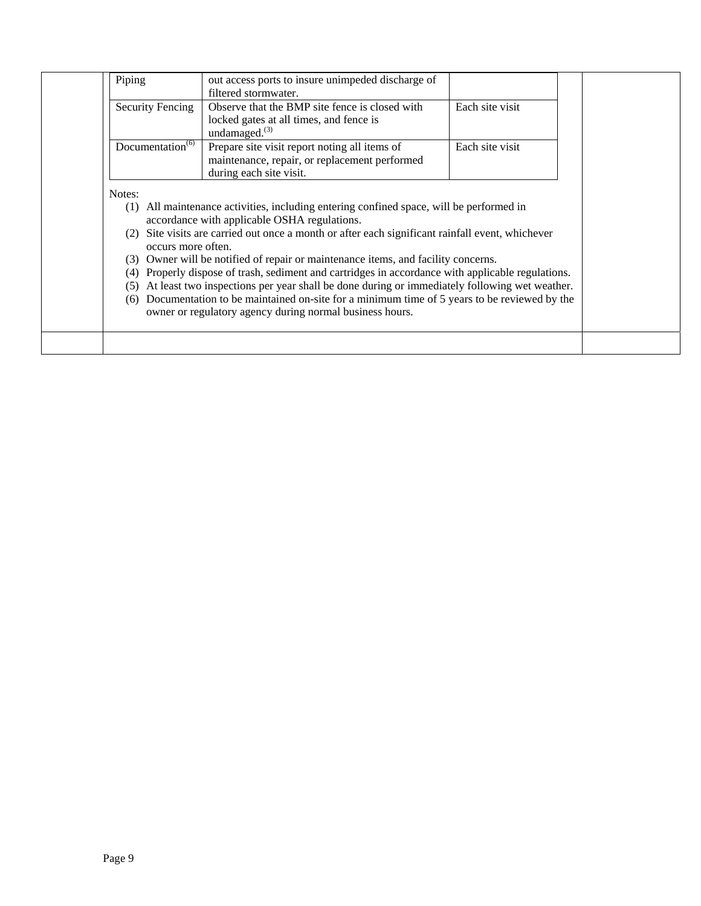| | | |
| --- | --- | --- |
| Piping | out access ports to insure unimpeded discharge of filtered stormwater. | |
| Security Fencing | Observe that the BMP site fence is closed with locked gates at all times, and fence is undamaged.(3) | Each site visit |
| Documentation(6) | Prepare site visit report noting all items of maintenance, repair, or replacement performed during each site visit. | Each site visit |

Notes:

1. All maintenance activities, including entering confined space, will be performed in accordance with applicable OSHA regulations.
2. Site visits are carried out once a month or after each significant rainfall event, whichever occurs more often.
3. Owner will be notified of repair or maintenance items, and facility concerns.
4. Properly dispose of trash, sediment and cartridges in accordance with applicable regulations.
5. At least two inspections per year shall be done during or immediately following wet weather.
6. Documentation to be maintained on-site for a minimum time of 5 years to be reviewed by the owner or regulatory agency during normal business hours.